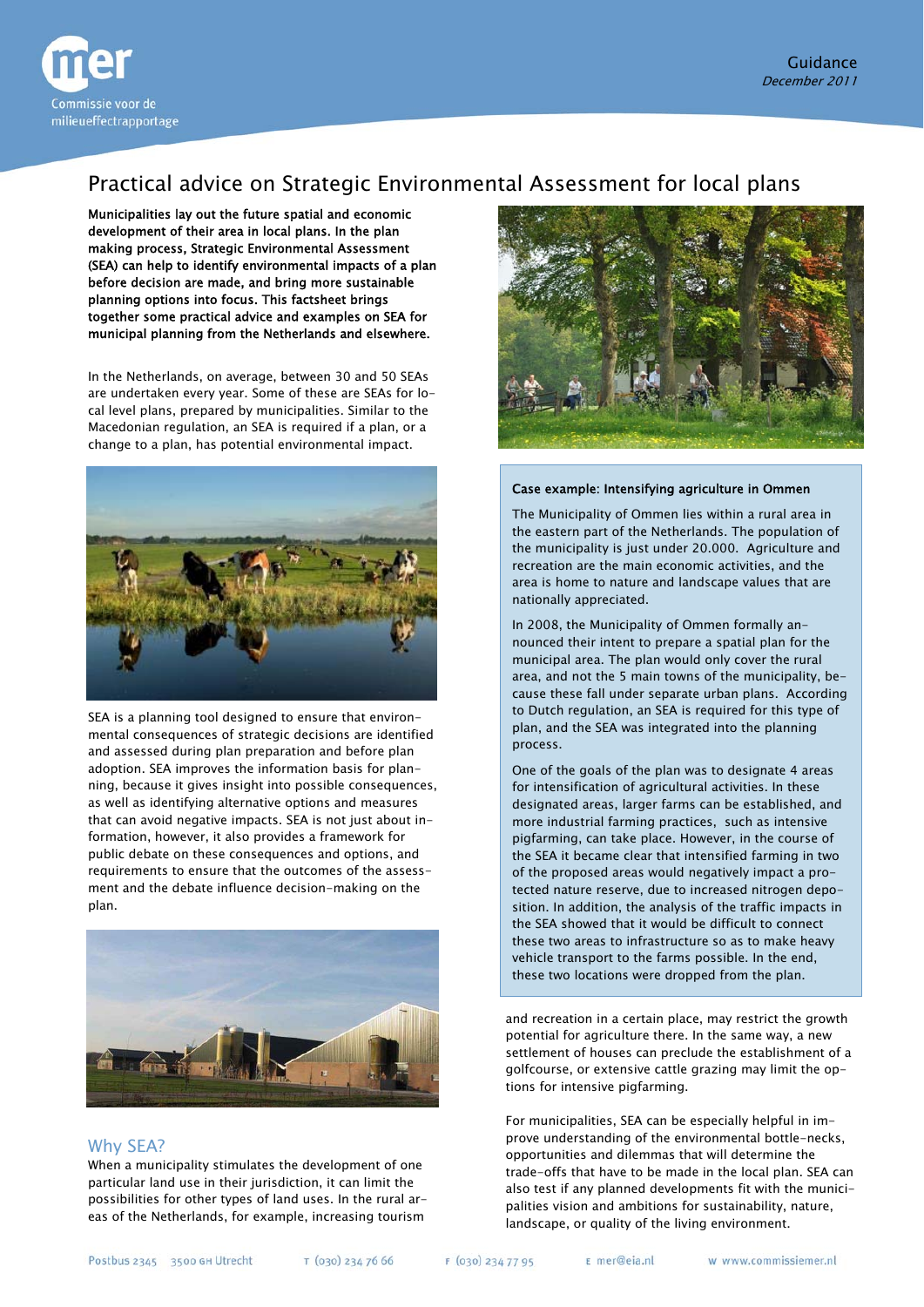# Practical advice on Strategic Environmental Assessment for local plans

**Municipalities lay out the future spatial and economic development of their area in local plans. In the plan making process, Strategic Environmental Assessment (SEA) can help to identify environmental impacts of a plan before decision are made, and bring more sustainable planning options into focus. This factsheet brings together some practical advice and examples on SEA for municipal planning from the Netherlands and elsewhere.**

In the Netherlands, on average, between 30 and 50 SEAs are undertaken every year. Some of these are SEAs for local level plans, prepared by municipalities. Similar to the Macedonian regulation, an SEA is required if a plan, or a change to a plan, has potential environmental impact.

SEA is a planning tool designed to ensure that environmental consequences of strategic decisions are identified and assessed during plan preparation and before plan adoption. SEA improves the information basis for planning, because it gives insight into possible consequences, as well as identifying alternative options and measures that can avoid negative impacts. SEA is not just about information, however, it also provides a framework for public debate on these consequences and options, and requirements to ensure that the outcomes of the assessment and the debate influence decision-making on the plan.

## Why SEA?

When a municipality stimulates the development of one particular land use in their jurisdiction, it can limit the possibilities for other types of land uses. In the rural areas of the Netherlands, for example, increasing tourism and recreation in a certain place, may restrict the growth potential for agriculture there. In the same way, a new settlement of houses can preclude the establishment of a golfcourse, or extensive cattle grazing may limit the options for intensive pigfarming.

For municipalities, SEA can be especially helpful in improve understanding of the environmental bottle-necks, opportunities and dilemmas that will determine the trade-offs that have to be made in the local plan. SEA can also test if any planned developments fit with the municipalities vision and ambitions for sustainability, nature, landscape, or quality of the living environment.

> **Case example: Intensifying agriculture in Ommen**
>
> The Municipality of Ommen lies within a rural area in the eastern part of the Netherlands. The population of the municipality is just under 20.000. Agriculture and recreation are the main economic activities, and the area is home to nature and landscape values that are nationally appreciated.
>
> In 2008, the Municipality of Ommen formally announced their intent to prepare a spatial plan for the municipal area. The plan would only cover the rural area, and not the 5 main towns of the municipality, because these fall under separate urban plans. According to Dutch regulation, an SEA is required for this type of plan, and the SEA was integrated into the planning process.
>
> One of the goals of the plan was to designate 4 areas for intensification of agricultural activities. In these designated areas, larger farms can be established, and more industrial farming practices, such as intensive pigfarming, can take place. However, in the course of the SEA it became clear that intensified farming in two of the proposed areas would negatively impact a protected nature reserve, due to increased nitrogen deposition. In addition, the analysis of the traffic impacts in the SEA showed that it would be difficult to connect these two areas to infrastructure so as to make heavy vehicle transport to the farms possible. In the end, these two locations were dropped from the plan.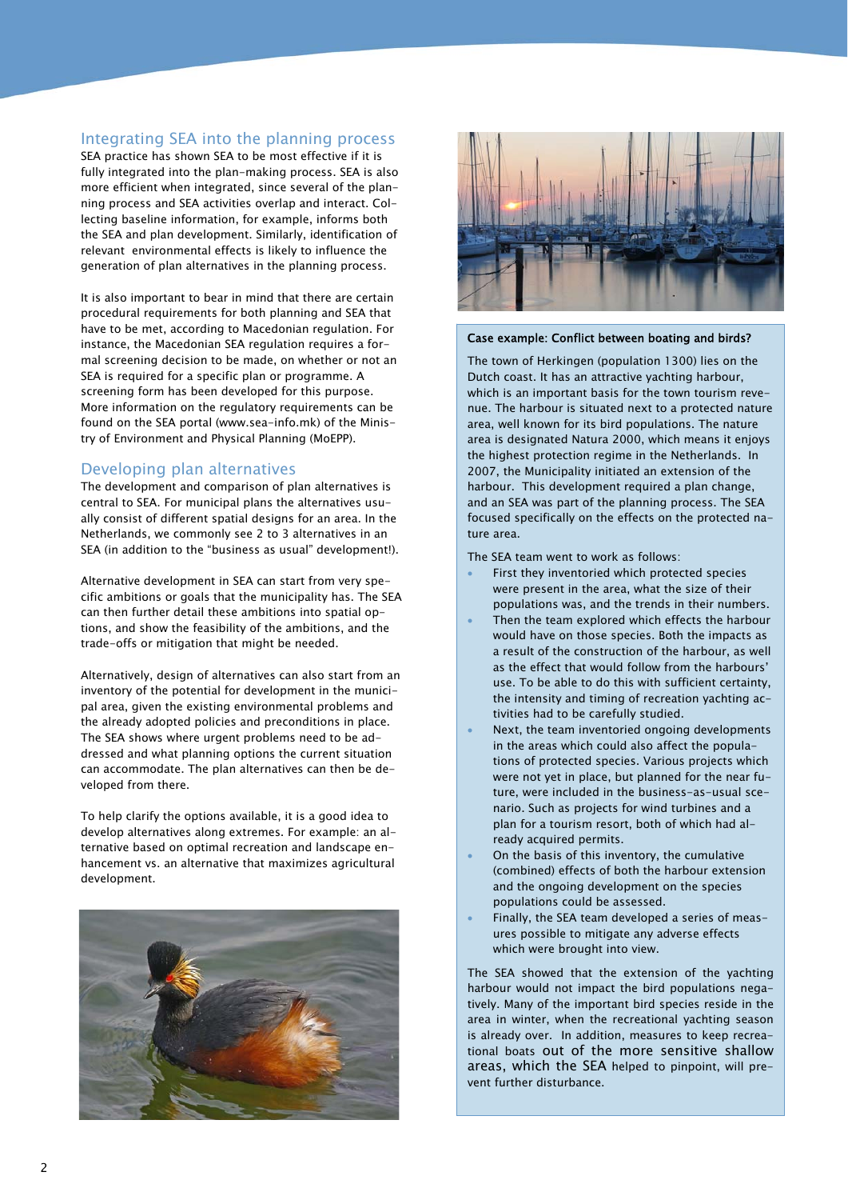## Integrating SEA into the planning process

SEA practice has shown SEA to be most effective if it is fully integrated into the plan-making process. SEA is also more efficient when integrated, since several of the planning process and SEA activities overlap and interact. Collecting baseline information, for example, informs both the SEA and plan development. Similarly, identification of relevant environmental effects is likely to influence the generation of plan alternatives in the planning process.

It is also important to bear in mind that there are certain procedural requirements for both planning and SEA that have to be met, according to Macedonian regulation. For instance, the Macedonian SEA regulation requires a formal screening decision to be made, on whether or not an SEA is required for a specific plan or programme. A screening form has been developed for this purpose. More information on the regulatory requirements can be found on the SEA portal (www.sea-info.mk) of the Ministry of Environment and Physical Planning (MoEPP).

## Developing plan alternatives

The development and comparison of plan alternatives is central to SEA. For municipal plans the alternatives usually consist of different spatial designs for an area. In the Netherlands, we commonly see 2 to 3 alternatives in an SEA (in addition to the "business as usual" development!).

Alternative development in SEA can start from very specific ambitions or goals that the municipality has. The SEA can then further detail these ambitions into spatial options, and show the feasibility of the ambitions, and the trade-offs or mitigation that might be needed.

Alternatively, design of alternatives can also start from an inventory of the potential for development in the municipal area, given the existing environmental problems and the already adopted policies and preconditions in place. The SEA shows where urgent problems need to be addressed and what planning options the current situation can accommodate. The plan alternatives can then be developed from there.

To help clarify the options available, it is a good idea to develop alternatives along extremes. For example: an alternative based on optimal recreation and landscape enhancement vs. an alternative that maximizes agricultural development.

### Case example: Conflict between boating and birds?

The town of Herkingen (population 1300) lies on the Dutch coast. It has an attractive yachting harbour, which is an important basis for the town tourism revenue. The harbour is situated next to a protected nature area, well known for its bird populations. The nature area is designated Natura 2000, which means it enjoys the highest protection regime in the Netherlands. In 2007, the Municipality initiated an extension of the harbour. This development required a plan change, and an SEA was part of the planning process. The SEA focused specifically on the effects on the protected nature area.

The SEA team went to work as follows:

- First they inventoried which protected species were present in the area, what the size of their populations was, and the trends in their numbers.
- Then the team explored which effects the harbour would have on those species. Both the impacts as a result of the construction of the harbour, as well as the effect that would follow from the harbours' use. To be able to do this with sufficient certainty, the intensity and timing of recreation yachting activities had to be carefully studied.
- Next, the team inventoried ongoing developments in the areas which could also affect the populations of protected species. Various projects which were not yet in place, but planned for the near future, were included in the business-as-usual scenario. Such as projects for wind turbines and a plan for a tourism resort, both of which had already acquired permits.
- On the basis of this inventory, the cumulative (combined) effects of both the harbour extension and the ongoing development on the species populations could be assessed.
- Finally, the SEA team developed a series of measures possible to mitigate any adverse effects which were brought into view.

The SEA showed that the extension of the yachting harbour would not impact the bird populations negatively. Many of the important bird species reside in the area in winter, when the recreational yachting season is already over. In addition, measures to keep recreational boats out of the more sensitive shallow areas, which the SEA helped to pinpoint, will prevent further disturbance.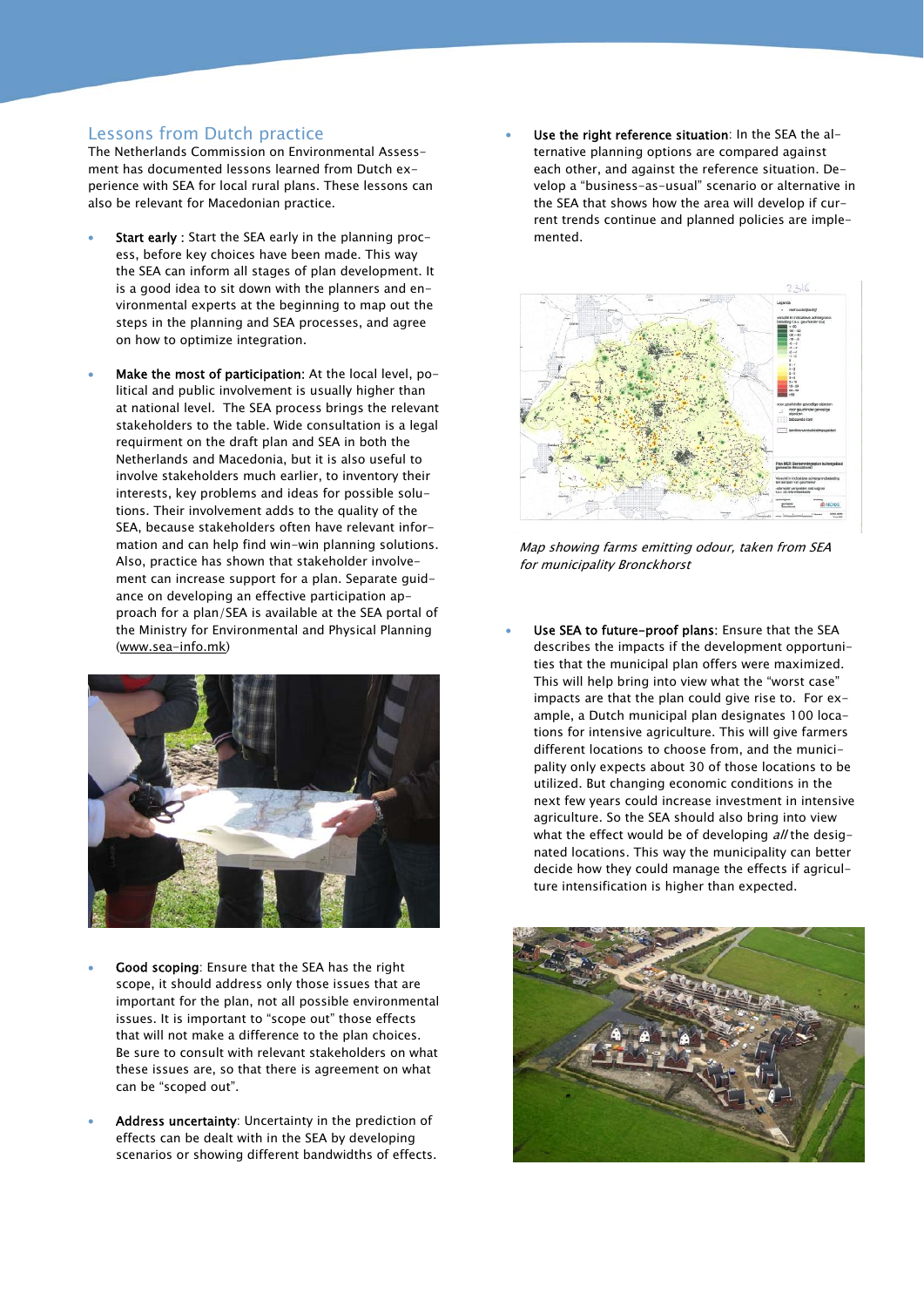## Lessons from Dutch practice

The Netherlands Commission on Environmental Assessment has documented lessons learned from Dutch experience with SEA for local rural plans. These lessons can also be relevant for Macedonian practice.

- **Start early** : Start the SEA early in the planning process, before key choices have been made. This way the SEA can inform all stages of plan development. It is a good idea to sit down with the planners and environmental experts at the beginning to map out the steps in the planning and SEA processes, and agree on how to optimize integration.

- **Make the most of participation**: At the local level, political and public involvement is usually higher than at national level. The SEA process brings the relevant stakeholders to the table. Wide consultation is a legal requirment on the draft plan and SEA in both the Netherlands and Macedonia, but it is also useful to involve stakeholders much earlier, to inventory their interests, key problems and ideas for possible solutions. Their involvement adds to the quality of the SEA, because stakeholders often have relevant information and can help find win-win planning solutions. Also, practice has shown that stakeholder involvement can increase support for a plan. Separate guidance on developing an effective participation approach for a plan/SEA is available at the SEA portal of the Ministry for Environmental and Physical Planning (www.sea-info.mk)

- **Good scoping**: Ensure that the SEA has the right scope, it should address only those issues that are important for the plan, not all possible environmental issues. It is important to "scope out" those effects that will not make a difference to the plan choices. Be sure to consult with relevant stakeholders on what these issues are, so that there is agreement on what can be "scoped out".

- **Address uncertainty**: Uncertainty in the prediction of effects can be dealt with in the SEA by developing scenarios or showing different bandwidths of effects.

- **Use the right reference situation**: In the SEA the alternative planning options are compared against each other, and against the reference situation. Develop a "business-as-usual" scenario or alternative in the SEA that shows how the area will develop if current trends continue and planned policies are implemented.

*Map showing farms emitting odour, taken from SEA for municipality Bronckhorst*

- **Use SEA to future-proof plans**: Ensure that the SEA describes the impacts if the development opportunities that the municipal plan offers were maximized. This will help bring into view what the "worst case" impacts are that the plan could give rise to. For example, a Dutch municipal plan designates 100 locations for intensive agriculture. This will give farmers different locations to choose from, and the municipality only expects about 30 of those locations to be utilized. But changing economic conditions in the next few years could increase investment in intensive agriculture. So the SEA should also bring into view what the effect would be of developing *all* the designated locations. This way the municipality can better decide how they could manage the effects if agriculture intensification is higher than expected.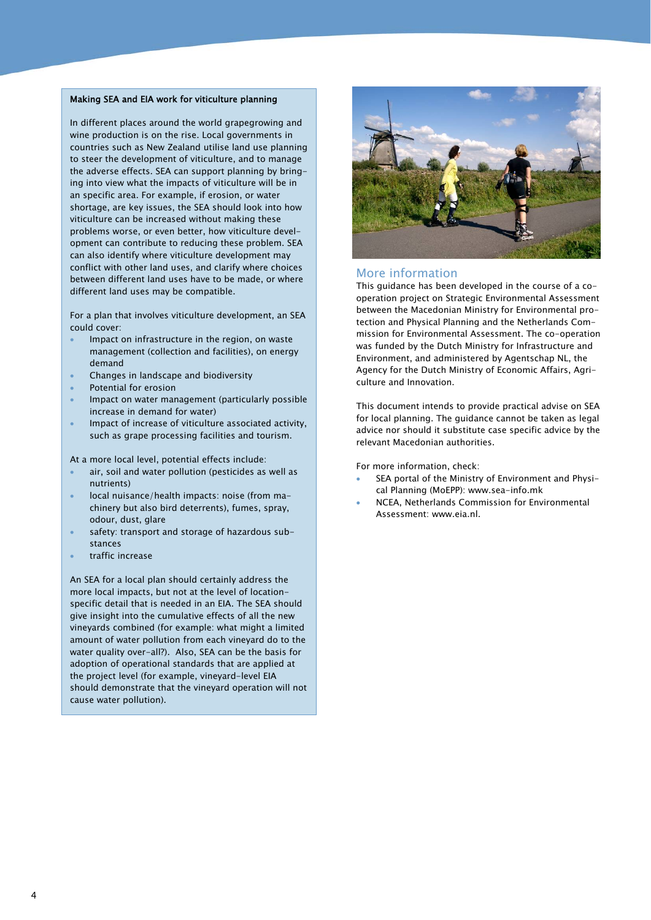## Making SEA and EIA work for viticulture planning

In different places around the world grapegrowing and wine production is on the rise. Local governments in countries such as New Zealand utilise land use planning to steer the development of viticulture, and to manage the adverse effects. SEA can support planning by bringing into view what the impacts of viticulture will be in an specific area. For example, if erosion, or water shortage, are key issues, the SEA should look into how viticulture can be increased without making these problems worse, or even better, how viticulture development can contribute to reducing these problem. SEA can also identify where viticulture development may conflict with other land uses, and clarify where choices between different land uses have to be made, or where different land uses may be compatible.

For a plan that involves viticulture development, an SEA could cover:

- Impact on infrastructure in the region, on waste management (collection and facilities), on energy demand
- Changes in landscape and biodiversity
- Potential for erosion
- Impact on water management (particularly possible increase in demand for water)
- Impact of increase of viticulture associated activity, such as grape processing facilities and tourism.

At a more local level, potential effects include:

- air, soil and water pollution (pesticides as well as nutrients)
- local nuisance/health impacts: noise (from machinery but also bird deterrents), fumes, spray, odour, dust, glare
- safety: transport and storage of hazardous substances
- traffic increase

An SEA for a local plan should certainly address the more local impacts, but not at the level of location-specific detail that is needed in an EIA. The SEA should give insight into the cumulative effects of all the new vineyards combined (for example: what might a limited amount of water pollution from each vineyard do to the water quality over-all?). Also, SEA can be the basis for adoption of operational standards that are applied at the project level (for example, vineyard-level EIA should demonstrate that the vineyard operation will not cause water pollution).

## More information

This guidance has been developed in the course of a co-operation project on Strategic Environmental Assessment between the Macedonian Ministry for Environmental protection and Physical Planning and the Netherlands Commission for Environmental Assessment. The co-operation was funded by the Dutch Ministry for Infrastructure and Environment, and administered by Agentschap NL, the Agency for the Dutch Ministry of Economic Affairs, Agriculture and Innovation.

This document intends to provide practical advise on SEA for local planning. The guidance cannot be taken as legal advice nor should it substitute case specific advice by the relevant Macedonian authorities.

For more information, check:

- SEA portal of the Ministry of Environment and Physical Planning (MoEPP): www.sea-info.mk
- NCEA, Netherlands Commission for Environmental Assessment: www.eia.nl.